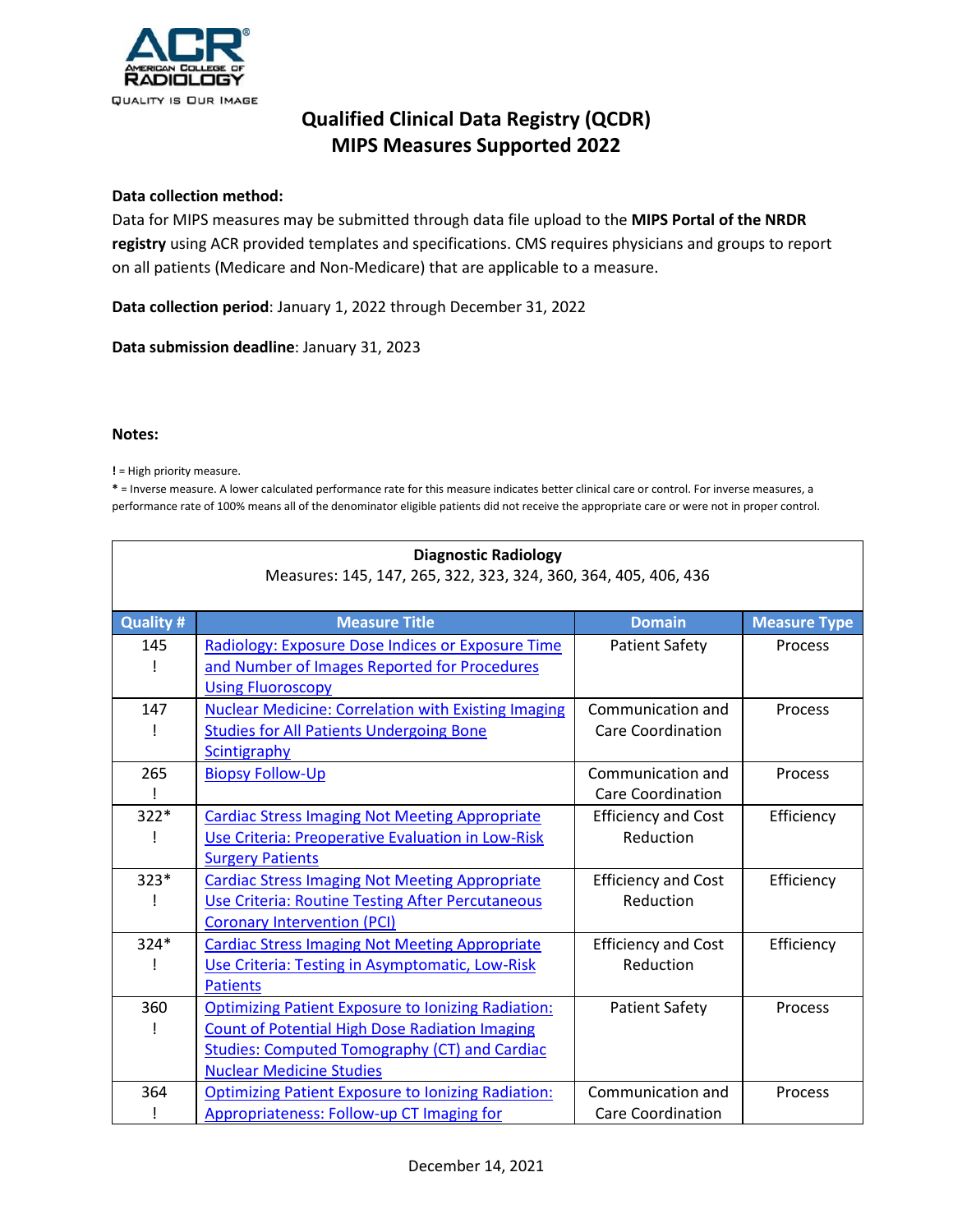# Qualified Clinical Data Registry (QCDR)
# MIPS Measures Supported 2022

**Data collection method:**
Data for MIPS measures may be submitted through data file upload to the **MIPS Portal of the NRDR registry** using ACR provided templates and specifications. CMS requires physicians and groups to report on all patients (Medicare and Non-Medicare) that are applicable to a measure.

**Data collection period**: January 1, 2022 through December 31, 2022

**Data submission deadline**: January 31, 2023

**Notes:**

**!** = High priority measure.
**\*** = Inverse measure. A lower calculated performance rate for this measure indicates better clinical care or control. For inverse measures, a performance rate of 100% means all of the denominator eligible patients did not receive the appropriate care or were not in proper control.

**Diagnostic Radiology**
Measures: 145, 147, 265, 322, 323, 324, 360, 364, 405, 406, 436

| Quality # | Measure Title | Domain | Measure Type |
|---|---|---|---|
| 145 ! | Radiology: Exposure Dose Indices or Exposure Time and Number of Images Reported for Procedures Using Fluoroscopy | Patient Safety | Process |
| 147 ! | Nuclear Medicine: Correlation with Existing Imaging Studies for All Patients Undergoing Bone Scintigraphy | Communication and Care Coordination | Process |
| 265 ! | Biopsy Follow-Up | Communication and Care Coordination | Process |
| 322* ! | Cardiac Stress Imaging Not Meeting Appropriate Use Criteria: Preoperative Evaluation in Low-Risk Surgery Patients | Efficiency and Cost Reduction | Efficiency |
| 323* ! | Cardiac Stress Imaging Not Meeting Appropriate Use Criteria: Routine Testing After Percutaneous Coronary Intervention (PCI) | Efficiency and Cost Reduction | Efficiency |
| 324* ! | Cardiac Stress Imaging Not Meeting Appropriate Use Criteria: Testing in Asymptomatic, Low-Risk Patients | Efficiency and Cost Reduction | Efficiency |
| 360 ! | Optimizing Patient Exposure to Ionizing Radiation: Count of Potential High Dose Radiation Imaging Studies: Computed Tomography (CT) and Cardiac Nuclear Medicine Studies | Patient Safety | Process |
| 364 ! | Optimizing Patient Exposure to Ionizing Radiation: Appropriateness: Follow-up CT Imaging for | Communication and Care Coordination | Process |

December 14, 2021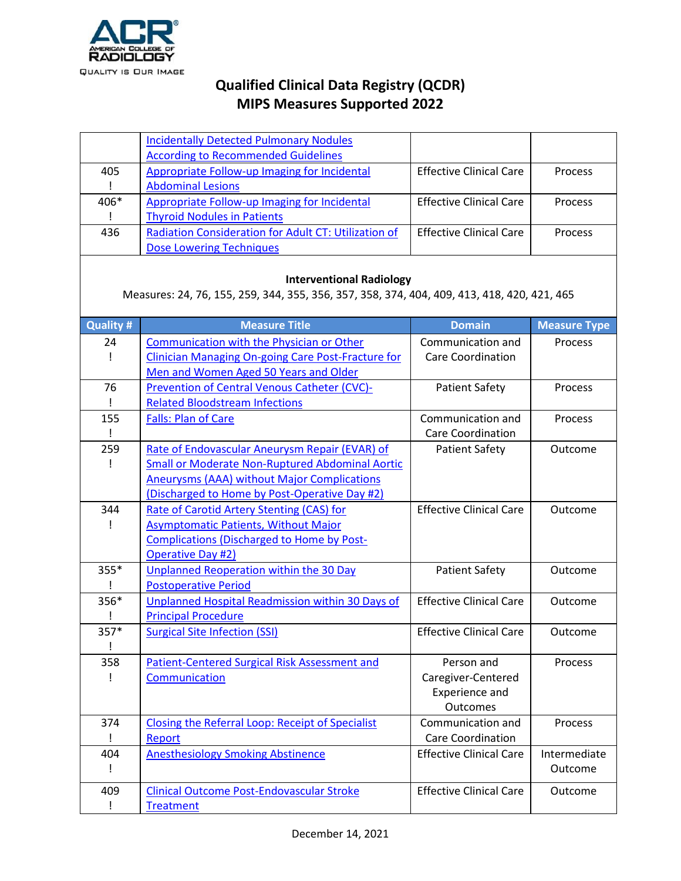# Qualified Clinical Data Registry (QCDR)
## MIPS Measures Supported 2022

| | | | |
|---|---|---|---|
| | Incidentally Detected Pulmonary Nodules According to Recommended Guidelines | | |
| 405 ! | Appropriate Follow-up Imaging for Incidental Abdominal Lesions | Effective Clinical Care | Process |
| 406* ! | Appropriate Follow-up Imaging for Incidental Thyroid Nodules in Patients | Effective Clinical Care | Process |
| 436 | Radiation Consideration for Adult CT: Utilization of Dose Lowering Techniques | Effective Clinical Care | Process |

**Interventional Radiology**

Measures: 24, 76, 155, 259, 344, 355, 356, 357, 358, 374, 404, 409, 413, 418, 420, 421, 465

| Quality # | Measure Title | Domain | Measure Type |
|---|---|---|---|
| 24 ! | Communication with the Physician or Other Clinician Managing On-going Care Post-Fracture for Men and Women Aged 50 Years and Older | Communication and Care Coordination | Process |
| 76 ! | Prevention of Central Venous Catheter (CVC)-Related Bloodstream Infections | Patient Safety | Process |
| 155 ! | Falls: Plan of Care | Communication and Care Coordination | Process |
| 259 ! | Rate of Endovascular Aneurysm Repair (EVAR) of Small or Moderate Non-Ruptured Abdominal Aortic Aneurysms (AAA) without Major Complications (Discharged to Home by Post-Operative Day #2) | Patient Safety | Outcome |
| 344 ! | Rate of Carotid Artery Stenting (CAS) for Asymptomatic Patients, Without Major Complications (Discharged to Home by Post-Operative Day #2) | Effective Clinical Care | Outcome |
| 355* ! | Unplanned Reoperation within the 30 Day Postoperative Period | Patient Safety | Outcome |
| 356* ! | Unplanned Hospital Readmission within 30 Days of Principal Procedure | Effective Clinical Care | Outcome |
| 357* ! | Surgical Site Infection (SSI) | Effective Clinical Care | Outcome |
| 358 ! | Patient-Centered Surgical Risk Assessment and Communication | Person and Caregiver-Centered Experience and Outcomes | Process |
| 374 ! | Closing the Referral Loop: Receipt of Specialist Report | Communication and Care Coordination | Process |
| 404 ! | Anesthesiology Smoking Abstinence | Effective Clinical Care | Intermediate Outcome |
| 409 ! | Clinical Outcome Post-Endovascular Stroke Treatment | Effective Clinical Care | Outcome |

December 14, 2021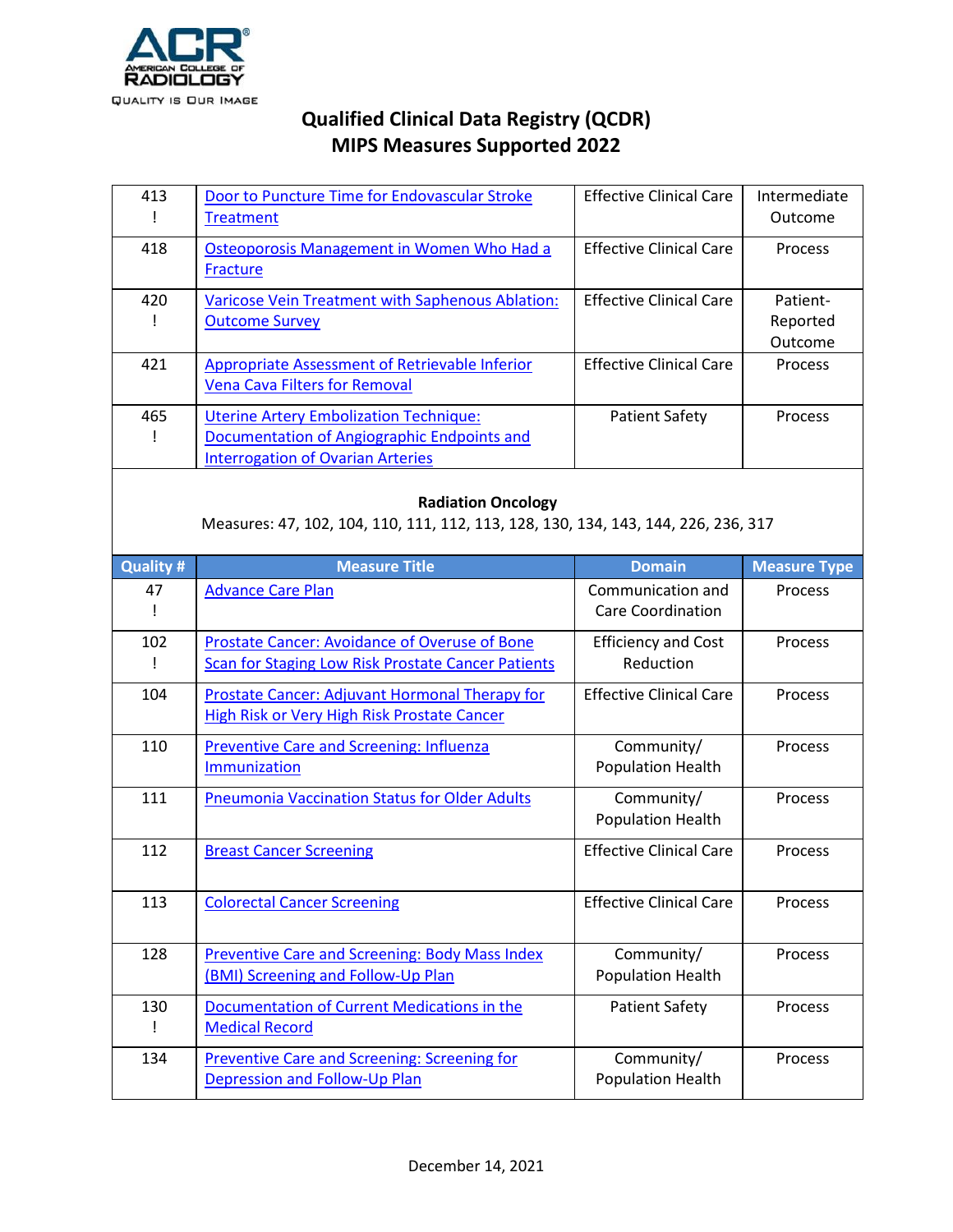# Qualified Clinical Data Registry (QCDR)
## MIPS Measures Supported 2022

| Quality # | Measure Title | Domain | Measure Type |
|---|---|---|---|
| 413 ! | Door to Puncture Time for Endovascular Stroke Treatment | Effective Clinical Care | Intermediate Outcome |
| 418 | Osteoporosis Management in Women Who Had a Fracture | Effective Clinical Care | Process |
| 420 ! | Varicose Vein Treatment with Saphenous Ablation: Outcome Survey | Effective Clinical Care | Patient-Reported Outcome |
| 421 | Appropriate Assessment of Retrievable Inferior Vena Cava Filters for Removal | Effective Clinical Care | Process |
| 465 ! | Uterine Artery Embolization Technique: Documentation of Angiographic Endpoints and Interrogation of Ovarian Arteries | Patient Safety | Process |

**Radiation Oncology**

Measures: 47, 102, 104, 110, 111, 112, 113, 128, 130, 134, 143, 144, 226, 236, 317

| Quality # | Measure Title | Domain | Measure Type |
|---|---|---|---|
| 47 ! | Advance Care Plan | Communication and Care Coordination | Process |
| 102 ! | Prostate Cancer: Avoidance of Overuse of Bone Scan for Staging Low Risk Prostate Cancer Patients | Efficiency and Cost Reduction | Process |
| 104 | Prostate Cancer: Adjuvant Hormonal Therapy for High Risk or Very High Risk Prostate Cancer | Effective Clinical Care | Process |
| 110 | Preventive Care and Screening: Influenza Immunization | Community/ Population Health | Process |
| 111 | Pneumonia Vaccination Status for Older Adults | Community/ Population Health | Process |
| 112 | Breast Cancer Screening | Effective Clinical Care | Process |
| 113 | Colorectal Cancer Screening | Effective Clinical Care | Process |
| 128 | Preventive Care and Screening: Body Mass Index (BMI) Screening and Follow-Up Plan | Community/ Population Health | Process |
| 130 ! | Documentation of Current Medications in the Medical Record | Patient Safety | Process |
| 134 | Preventive Care and Screening: Screening for Depression and Follow-Up Plan | Community/ Population Health | Process |

December 14, 2021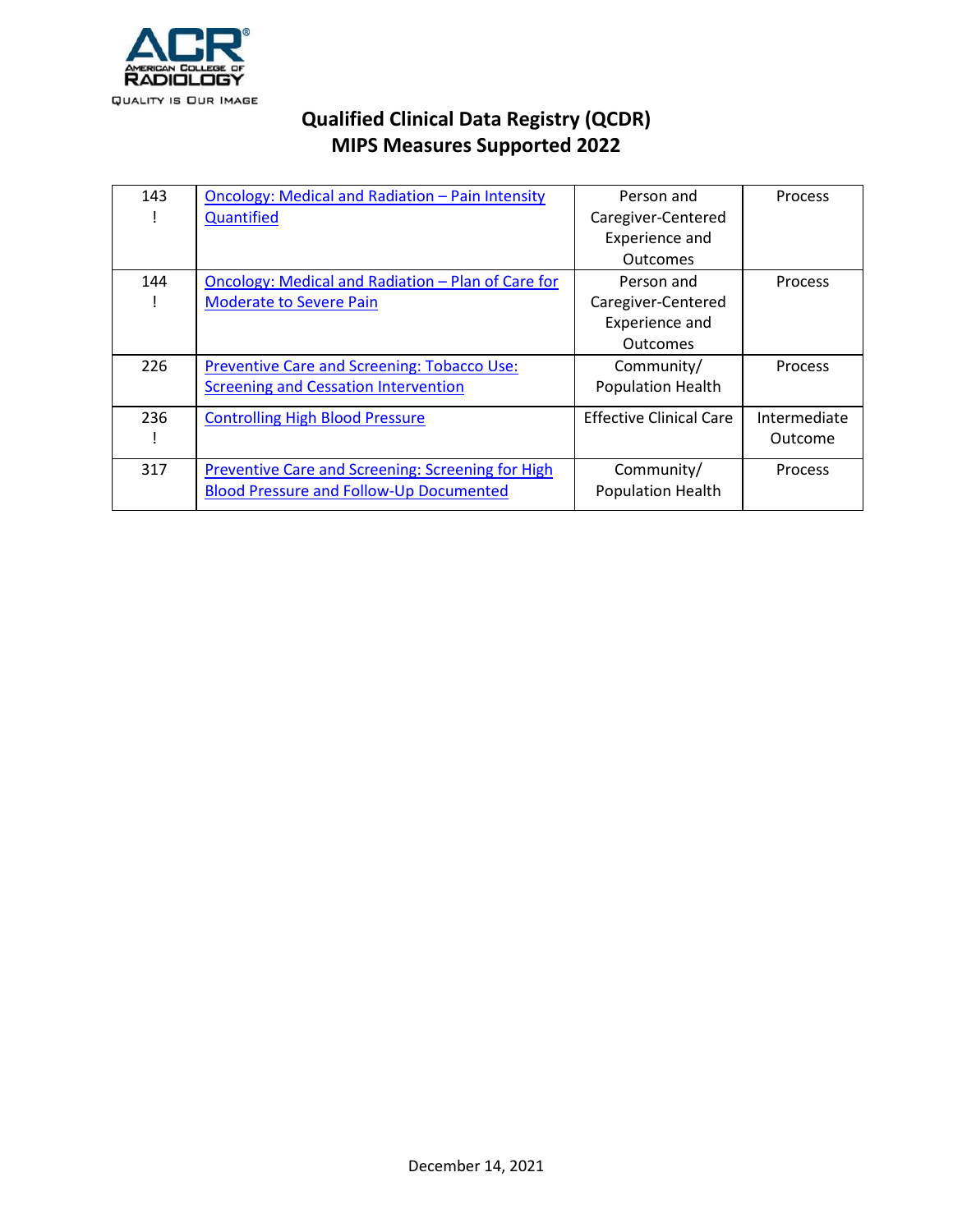# Qualified Clinical Data Registry (QCDR)
## MIPS Measures Supported 2022

| | | | |
|---|---|---|---|
| 143 ! | Oncology: Medical and Radiation – Pain Intensity Quantified | Person and Caregiver-Centered Experience and Outcomes | Process |
| 144 ! | Oncology: Medical and Radiation – Plan of Care for Moderate to Severe Pain | Person and Caregiver-Centered Experience and Outcomes | Process |
| 226 | Preventive Care and Screening: Tobacco Use: Screening and Cessation Intervention | Community/ Population Health | Process |
| 236 ! | Controlling High Blood Pressure | Effective Clinical Care | Intermediate Outcome |
| 317 | Preventive Care and Screening: Screening for High Blood Pressure and Follow-Up Documented | Community/ Population Health | Process |

December 14, 2021